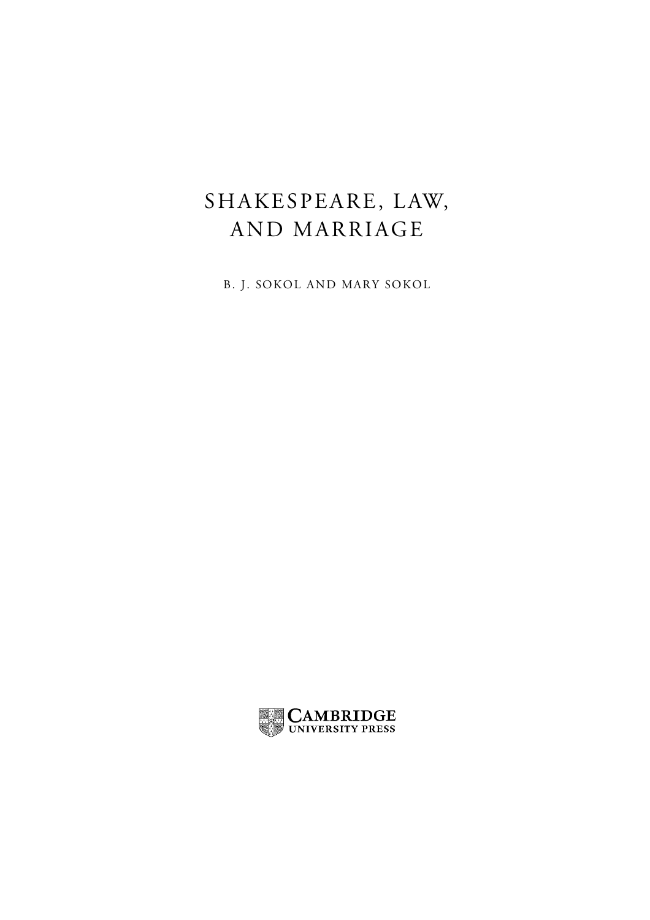# SHAKESPEARE, LAW, AND MARRIAGE

B. J. SOKOL AND MARY SOKOL

CAMBRIDGE UNIVERSITY PRESS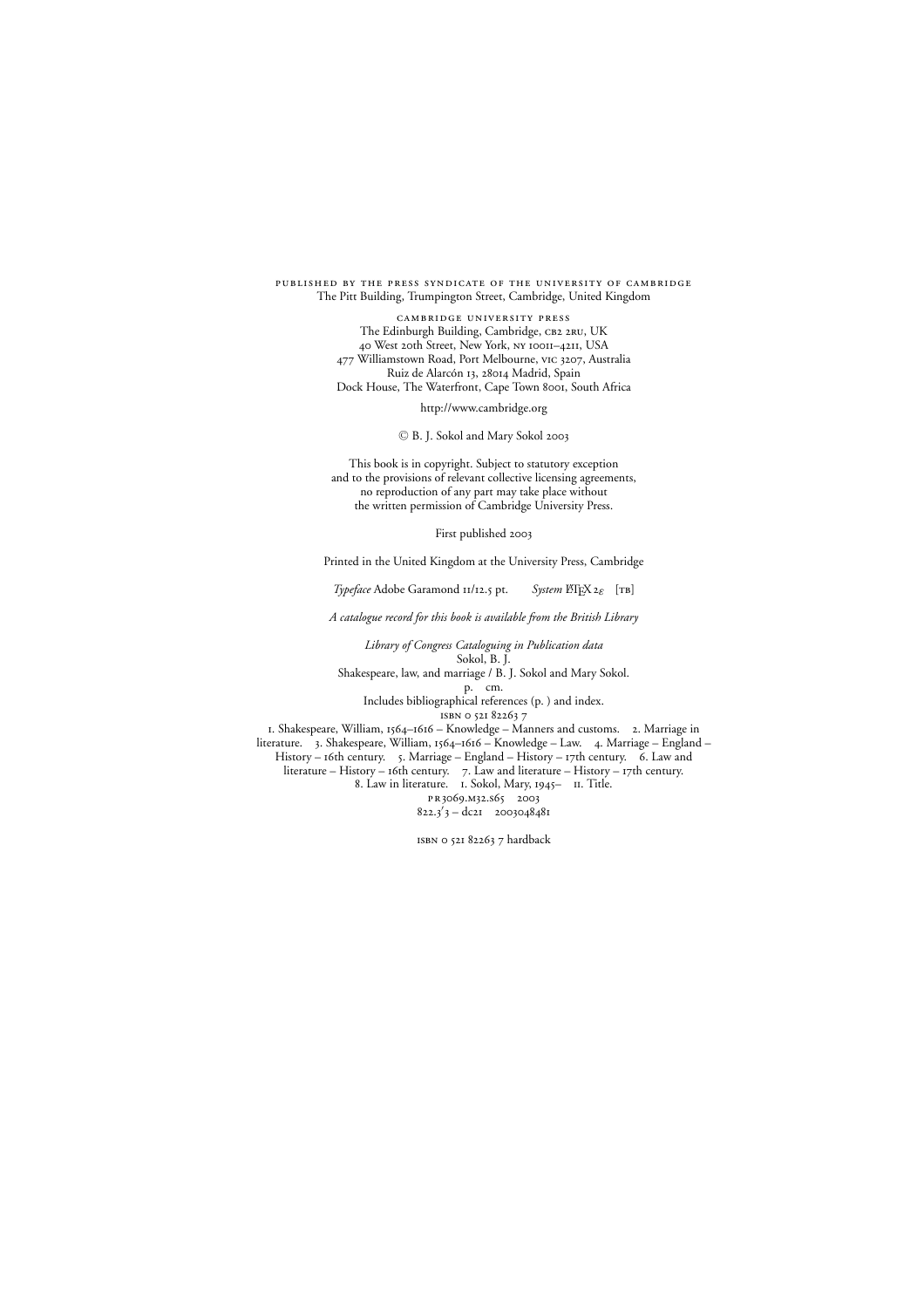PUBLISHED BY THE PRESS SYNDICATE OF THE UNIVERSITY OF CAMBRIDGE
The Pitt Building, Trumpington Street, Cambridge, United Kingdom

CAMBRIDGE UNIVERSITY PRESS
The Edinburgh Building, Cambridge, CB2 2RU, UK
40 West 20th Street, New York, NY 10011–4211, USA
477 Williamstown Road, Port Melbourne, VIC 3207, Australia
Ruiz de Alarcón 13, 28014 Madrid, Spain
Dock House, The Waterfront, Cape Town 8001, South Africa

http://www.cambridge.org

© B. J. Sokol and Mary Sokol 2003

This book is in copyright. Subject to statutory exception
and to the provisions of relevant collective licensing agreements,
no reproduction of any part may take place without
the written permission of Cambridge University Press.

First published 2003

Printed in the United Kingdom at the University Press, Cambridge

*Typeface* Adobe Garamond 11/12.5 pt. *System* LaTeX 2ε [TB]

*A catalogue record for this book is available from the British Library*

*Library of Congress Cataloguing in Publication data*
Sokol, B. J.
Shakespeare, law, and marriage / B. J. Sokol and Mary Sokol.
p. cm.
Includes bibliographical references (p. ) and index.
ISBN 0 521 82263 7
1. Shakespeare, William, 1564–1616 – Knowledge – Manners and customs. 2. Marriage in literature. 3. Shakespeare, William, 1564–1616 – Knowledge – Law. 4. Marriage – England – History – 16th century. 5. Marriage – England – History – 17th century. 6. Law and literature – History – 16th century. 7. Law and literature – History – 17th century. 8. Law in literature. I. Sokol, Mary, 1945– II. Title.
PR3069.M32.S65 2003
822.3′3 – dc21 2003048481

ISBN 0 521 82263 7 hardback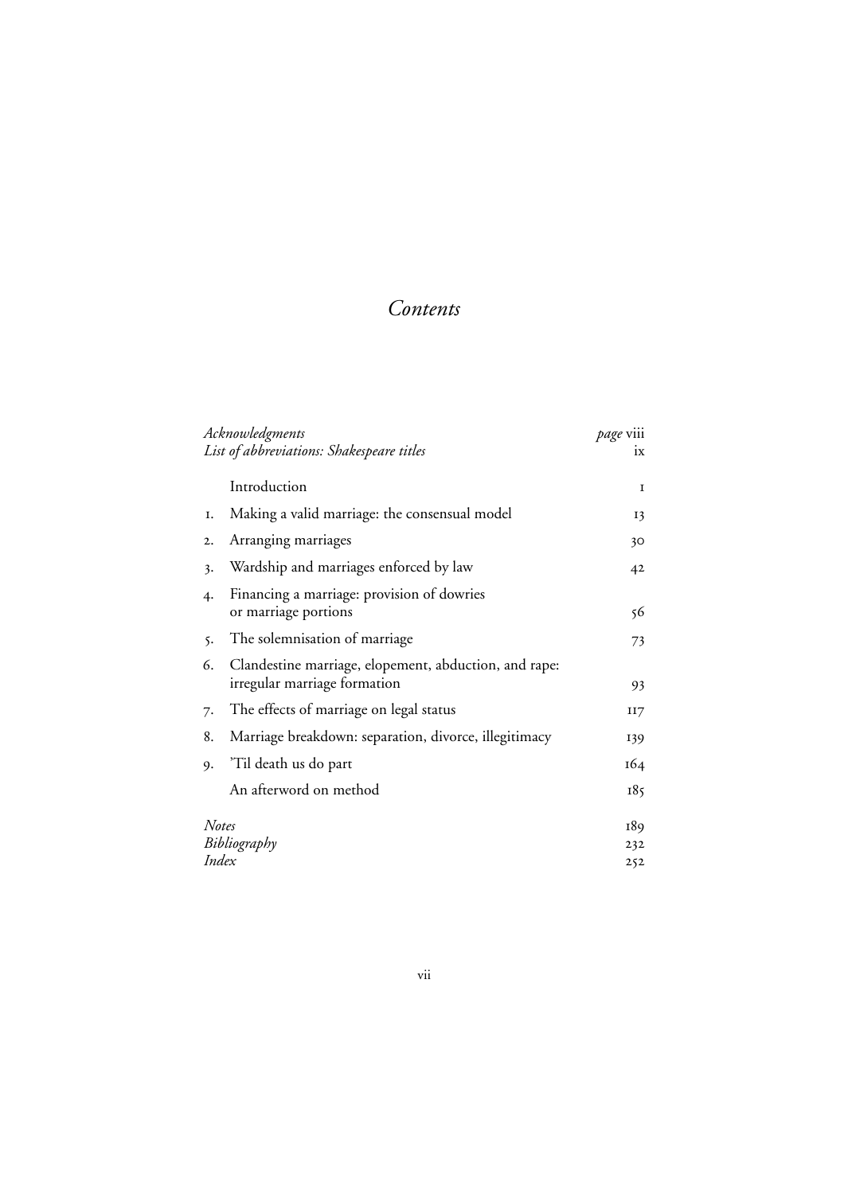# *Contents*

| | | |
|---|---|---|
| *Acknowledgments* | | *page* viii |
| *List of abbreviations: Shakespeare titles* | | ix |
| | Introduction | 1 |
| 1. | Making a valid marriage: the consensual model | 13 |
| 2. | Arranging marriages | 30 |
| 3. | Wardship and marriages enforced by law | 42 |
| 4. | Financing a marriage: provision of dowries or marriage portions | 56 |
| 5. | The solemnisation of marriage | 73 |
| 6. | Clandestine marriage, elopement, abduction, and rape: irregular marriage formation | 93 |
| 7. | The effects of marriage on legal status | 117 |
| 8. | Marriage breakdown: separation, divorce, illegitimacy | 139 |
| 9. | 'Til death us do part | 164 |
| | An afterword on method | 185 |
| *Notes* | | 189 |
| *Bibliography* | | 232 |
| *Index* | | 252 |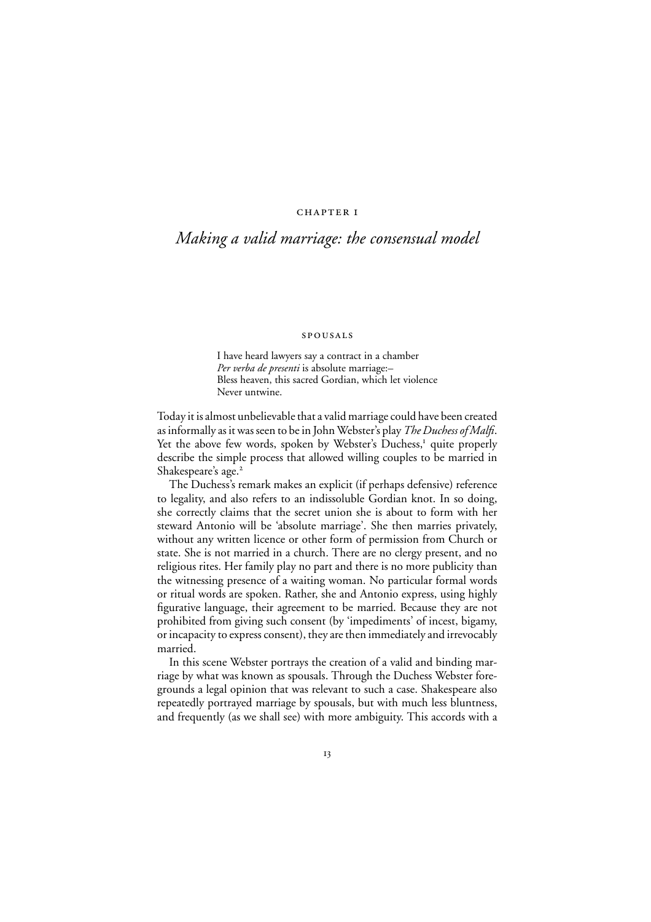## CHAPTER 1

# *Making a valid marriage: the consensual model*

### SPOUSALS

> I have heard lawyers say a contract in a chamber
> *Per verba de presenti* is absolute marriage:–
> Bless heaven, this sacred Gordian, which let violence
> Never untwine.

Today it is almost unbelievable that a valid marriage could have been created as informally as it was seen to be in John Webster's play *The Duchess of Malfi*. Yet the above few words, spoken by Webster's Duchess,[1] quite properly describe the simple process that allowed willing couples to be married in Shakespeare's age.[2]

The Duchess's remark makes an explicit (if perhaps defensive) reference to legality, and also refers to an indissoluble Gordian knot. In so doing, she correctly claims that the secret union she is about to form with her steward Antonio will be 'absolute marriage'. She then marries privately, without any written licence or other form of permission from Church or state. She is not married in a church. There are no clergy present, and no religious rites. Her family play no part and there is no more publicity than the witnessing presence of a waiting woman. No particular formal words or ritual words are spoken. Rather, she and Antonio express, using highly figurative language, their agreement to be married. Because they are not prohibited from giving such consent (by 'impediments' of incest, bigamy, or incapacity to express consent), they are then immediately and irrevocably married.

In this scene Webster portrays the creation of a valid and binding marriage by what was known as spousals. Through the Duchess Webster foregrounds a legal opinion that was relevant to such a case. Shakespeare also repeatedly portrayed marriage by spousals, but with much less bluntness, and frequently (as we shall see) with more ambiguity. This accords with a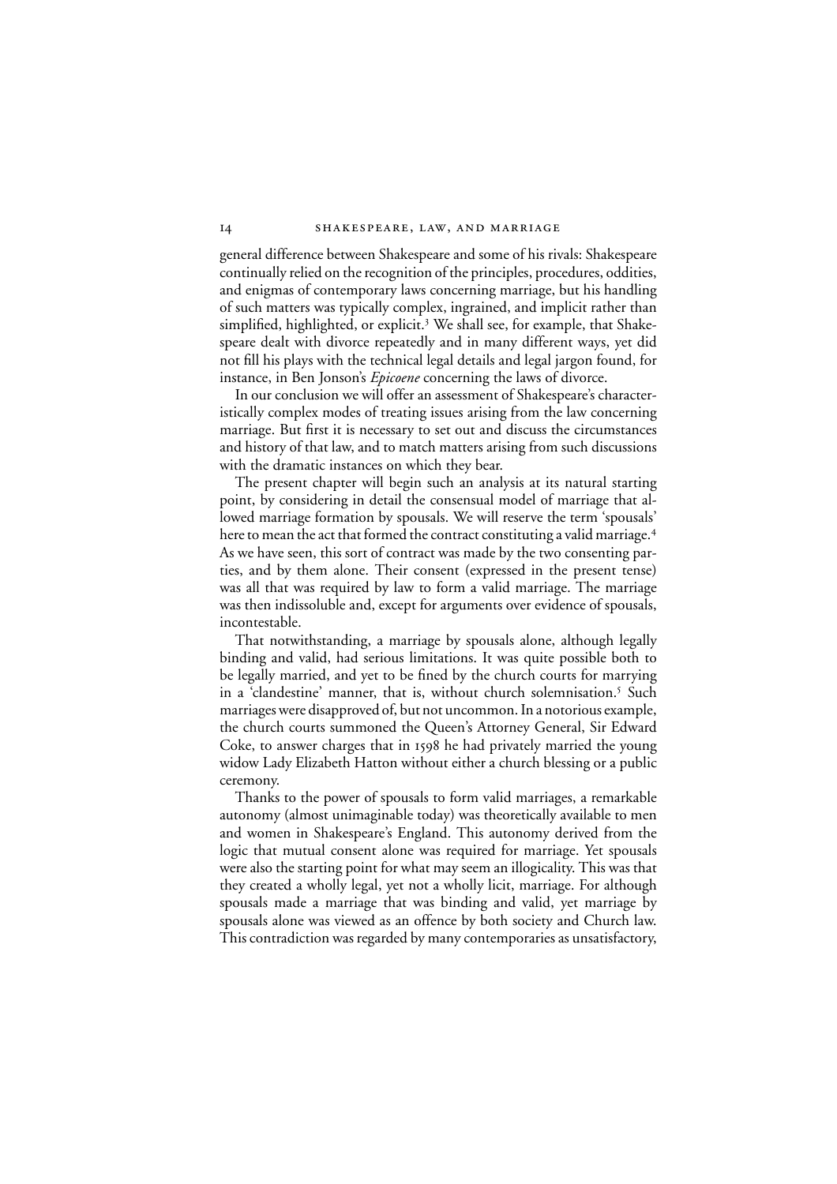general difference between Shakespeare and some of his rivals: Shakespeare continually relied on the recognition of the principles, procedures, oddities, and enigmas of contemporary laws concerning marriage, but his handling of such matters was typically complex, ingrained, and implicit rather than simplified, highlighted, or explicit.[3] We shall see, for example, that Shakespeare dealt with divorce repeatedly and in many different ways, yet did not fill his plays with the technical legal details and legal jargon found, for instance, in Ben Jonson's *Epicoene* concerning the laws of divorce.

In our conclusion we will offer an assessment of Shakespeare's characteristically complex modes of treating issues arising from the law concerning marriage. But first it is necessary to set out and discuss the circumstances and history of that law, and to match matters arising from such discussions with the dramatic instances on which they bear.

The present chapter will begin such an analysis at its natural starting point, by considering in detail the consensual model of marriage that allowed marriage formation by spousals. We will reserve the term 'spousals' here to mean the act that formed the contract constituting a valid marriage.[4] As we have seen, this sort of contract was made by the two consenting parties, and by them alone. Their consent (expressed in the present tense) was all that was required by law to form a valid marriage. The marriage was then indissoluble and, except for arguments over evidence of spousals, incontestable.

That notwithstanding, a marriage by spousals alone, although legally binding and valid, had serious limitations. It was quite possible both to be legally married, and yet to be fined by the church courts for marrying in a 'clandestine' manner, that is, without church solemnisation.[5] Such marriages were disapproved of, but not uncommon. In a notorious example, the church courts summoned the Queen's Attorney General, Sir Edward Coke, to answer charges that in 1598 he had privately married the young widow Lady Elizabeth Hatton without either a church blessing or a public ceremony.

Thanks to the power of spousals to form valid marriages, a remarkable autonomy (almost unimaginable today) was theoretically available to men and women in Shakespeare's England. This autonomy derived from the logic that mutual consent alone was required for marriage. Yet spousals were also the starting point for what may seem an illogicality. This was that they created a wholly legal, yet not a wholly licit, marriage. For although spousals made a marriage that was binding and valid, yet marriage by spousals alone was viewed as an offence by both society and Church law. This contradiction was regarded by many contemporaries as unsatisfactory,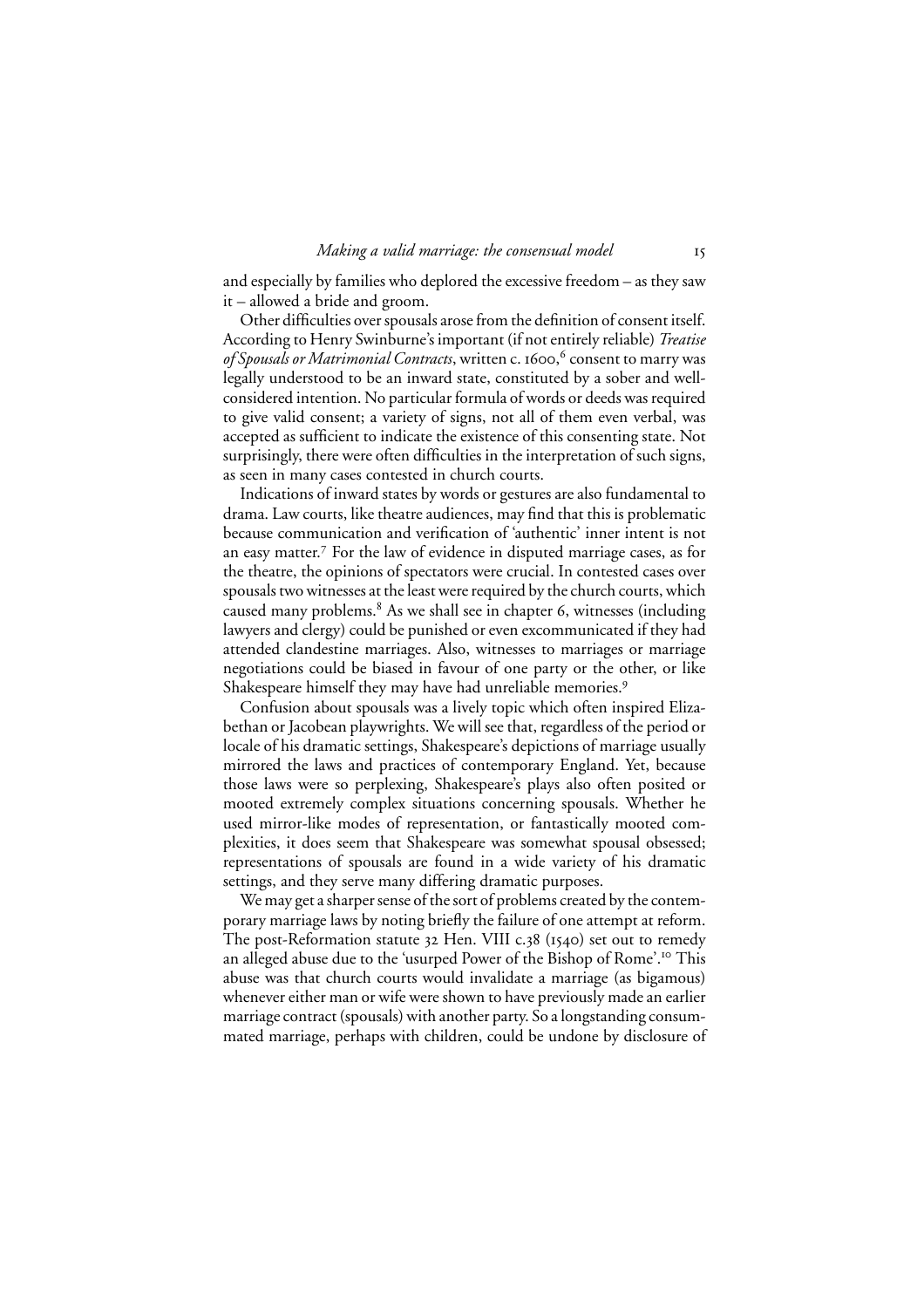and especially by families who deplored the excessive freedom – as they saw it – allowed a bride and groom.

Other difficulties over spousals arose from the definition of consent itself. According to Henry Swinburne's important (if not entirely reliable) *Treatise of Spousals or Matrimonial Contracts*, written c. 1600,[6] consent to marry was legally understood to be an inward state, constituted by a sober and well-considered intention. No particular formula of words or deeds was required to give valid consent; a variety of signs, not all of them even verbal, was accepted as sufficient to indicate the existence of this consenting state. Not surprisingly, there were often difficulties in the interpretation of such signs, as seen in many cases contested in church courts.

Indications of inward states by words or gestures are also fundamental to drama. Law courts, like theatre audiences, may find that this is problematic because communication and verification of 'authentic' inner intent is not an easy matter.[7] For the law of evidence in disputed marriage cases, as for the theatre, the opinions of spectators were crucial. In contested cases over spousals two witnesses at the least were required by the church courts, which caused many problems.[8] As we shall see in chapter 6, witnesses (including lawyers and clergy) could be punished or even excommunicated if they had attended clandestine marriages. Also, witnesses to marriages or marriage negotiations could be biased in favour of one party or the other, or like Shakespeare himself they may have had unreliable memories.[9]

Confusion about spousals was a lively topic which often inspired Elizabethan or Jacobean playwrights. We will see that, regardless of the period or locale of his dramatic settings, Shakespeare's depictions of marriage usually mirrored the laws and practices of contemporary England. Yet, because those laws were so perplexing, Shakespeare's plays also often posited or mooted extremely complex situations concerning spousals. Whether he used mirror-like modes of representation, or fantastically mooted complexities, it does seem that Shakespeare was somewhat spousal obsessed; representations of spousals are found in a wide variety of his dramatic settings, and they serve many differing dramatic purposes.

We may get a sharper sense of the sort of problems created by the contemporary marriage laws by noting briefly the failure of one attempt at reform. The post-Reformation statute 32 Hen. VIII c.38 (1540) set out to remedy an alleged abuse due to the 'usurped Power of the Bishop of Rome'.[10] This abuse was that church courts would invalidate a marriage (as bigamous) whenever either man or wife were shown to have previously made an earlier marriage contract (spousals) with another party. So a longstanding consummated marriage, perhaps with children, could be undone by disclosure of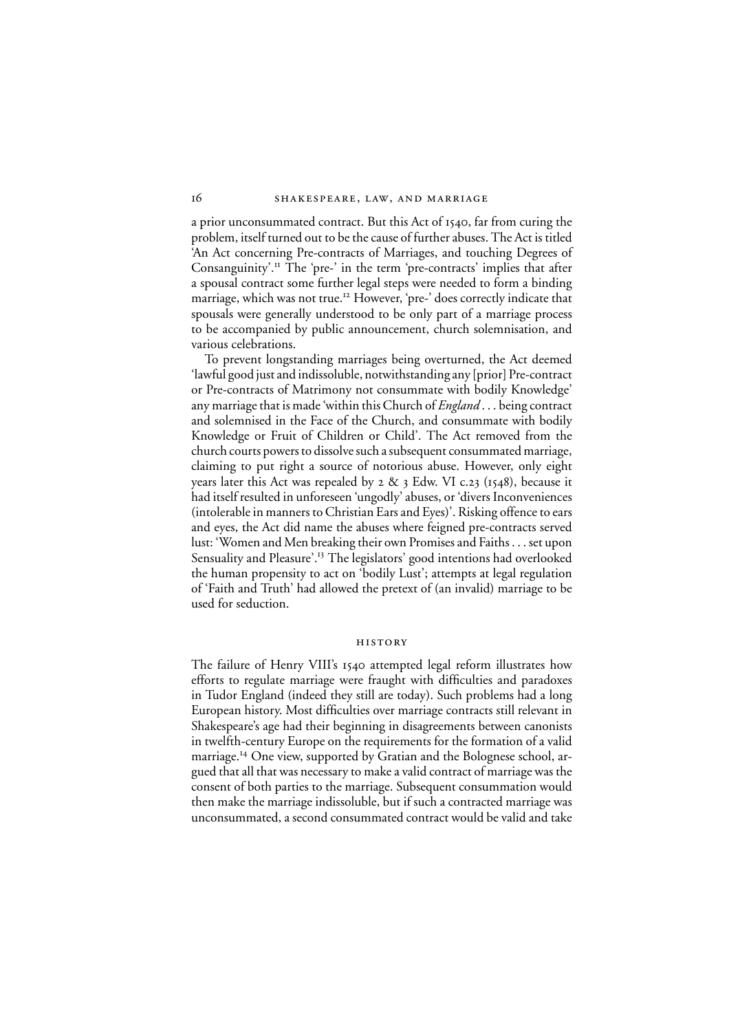a prior unconsummated contract. But this Act of 1540, far from curing the problem, itself turned out to be the cause of further abuses. The Act is titled 'An Act concerning Pre-contracts of Marriages, and touching Degrees of Consanguinity'.[11] The 'pre-' in the term 'pre-contracts' implies that after a spousal contract some further legal steps were needed to form a binding marriage, which was not true.[12] However, 'pre-' does correctly indicate that spousals were generally understood to be only part of a marriage process to be accompanied by public announcement, church solemnisation, and various celebrations.

To prevent longstanding marriages being overturned, the Act deemed 'lawful good just and indissoluble, notwithstanding any [prior] Pre-contract or Pre-contracts of Matrimony not consummate with bodily Knowledge' any marriage that is made 'within this Church of *England* . . . being contract and solemnised in the Face of the Church, and consummate with bodily Knowledge or Fruit of Children or Child'. The Act removed from the church courts powers to dissolve such a subsequent consummated marriage, claiming to put right a source of notorious abuse. However, only eight years later this Act was repealed by 2 & 3 Edw. VI c.23 (1548), because it had itself resulted in unforeseen 'ungodly' abuses, or 'divers Inconveniences (intolerable in manners to Christian Ears and Eyes)'. Risking offence to ears and eyes, the Act did name the abuses where feigned pre-contracts served lust: 'Women and Men breaking their own Promises and Faiths . . . set upon Sensuality and Pleasure'.[13] The legislators' good intentions had overlooked the human propensity to act on 'bodily Lust'; attempts at legal regulation of 'Faith and Truth' had allowed the pretext of (an invalid) marriage to be used for seduction.

## HISTORY

The failure of Henry VIII's 1540 attempted legal reform illustrates how efforts to regulate marriage were fraught with difficulties and paradoxes in Tudor England (indeed they still are today). Such problems had a long European history. Most difficulties over marriage contracts still relevant in Shakespeare's age had their beginning in disagreements between canonists in twelfth-century Europe on the requirements for the formation of a valid marriage.[14] One view, supported by Gratian and the Bolognese school, argued that all that was necessary to make a valid contract of marriage was the consent of both parties to the marriage. Subsequent consummation would then make the marriage indissoluble, but if such a contracted marriage was unconsummated, a second consummated contract would be valid and take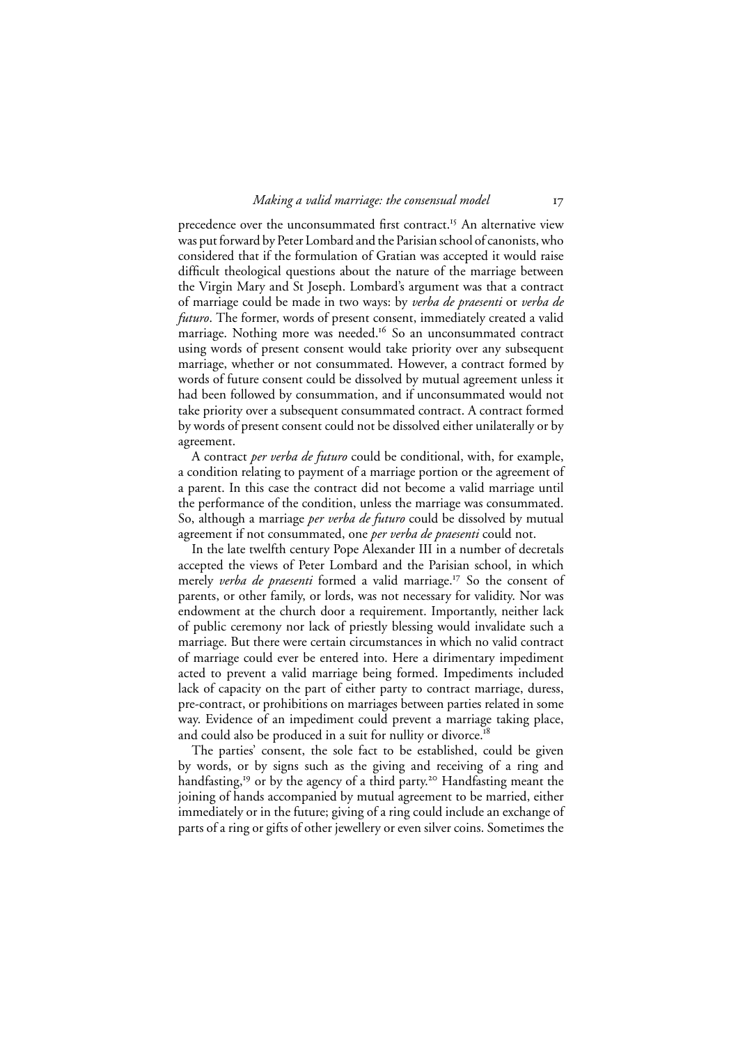precedence over the unconsummated first contract.[15] An alternative view was put forward by Peter Lombard and the Parisian school of canonists, who considered that if the formulation of Gratian was accepted it would raise difficult theological questions about the nature of the marriage between the Virgin Mary and St Joseph. Lombard's argument was that a contract of marriage could be made in two ways: by *verba de praesenti* or *verba de futuro*. The former, words of present consent, immediately created a valid marriage. Nothing more was needed.[16] So an unconsummated contract using words of present consent would take priority over any subsequent marriage, whether or not consummated. However, a contract formed by words of future consent could be dissolved by mutual agreement unless it had been followed by consummation, and if unconsummated would not take priority over a subsequent consummated contract. A contract formed by words of present consent could not be dissolved either unilaterally or by agreement.

A contract *per verba de futuro* could be conditional, with, for example, a condition relating to payment of a marriage portion or the agreement of a parent. In this case the contract did not become a valid marriage until the performance of the condition, unless the marriage was consummated. So, although a marriage *per verba de futuro* could be dissolved by mutual agreement if not consummated, one *per verba de praesenti* could not.

In the late twelfth century Pope Alexander III in a number of decretals accepted the views of Peter Lombard and the Parisian school, in which merely *verba de praesenti* formed a valid marriage.[17] So the consent of parents, or other family, or lords, was not necessary for validity. Nor was endowment at the church door a requirement. Importantly, neither lack of public ceremony nor lack of priestly blessing would invalidate such a marriage. But there were certain circumstances in which no valid contract of marriage could ever be entered into. Here a dirimentary impediment acted to prevent a valid marriage being formed. Impediments included lack of capacity on the part of either party to contract marriage, duress, pre-contract, or prohibitions on marriages between parties related in some way. Evidence of an impediment could prevent a marriage taking place, and could also be produced in a suit for nullity or divorce.[18]

The parties' consent, the sole fact to be established, could be given by words, or by signs such as the giving and receiving of a ring and handfasting,[19] or by the agency of a third party.[20] Handfasting meant the joining of hands accompanied by mutual agreement to be married, either immediately or in the future; giving of a ring could include an exchange of parts of a ring or gifts of other jewellery or even silver coins. Sometimes the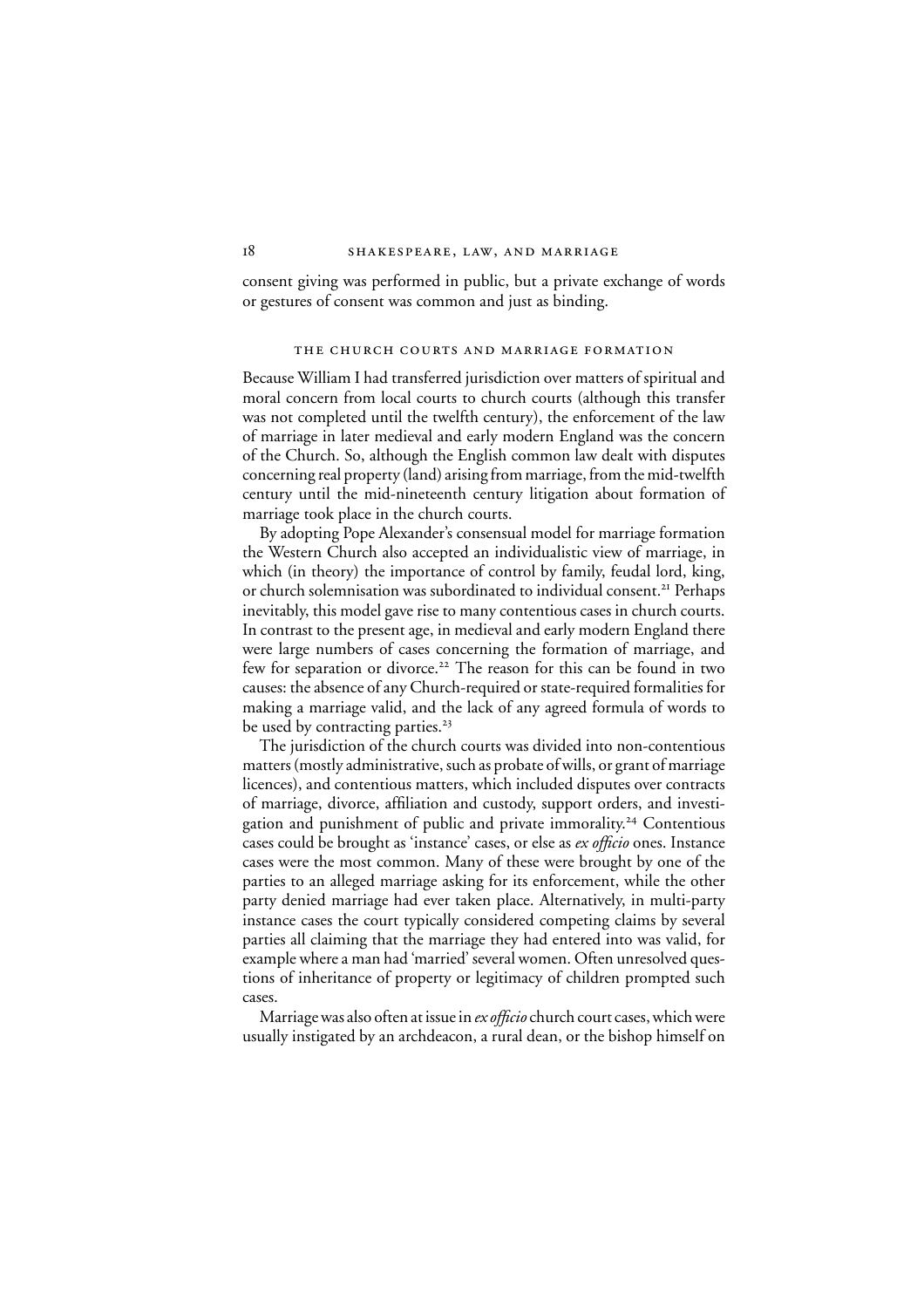consent giving was performed in public, but a private exchange of words or gestures of consent was common and just as binding.

### THE CHURCH COURTS AND MARRIAGE FORMATION

Because William I had transferred jurisdiction over matters of spiritual and moral concern from local courts to church courts (although this transfer was not completed until the twelfth century), the enforcement of the law of marriage in later medieval and early modern England was the concern of the Church. So, although the English common law dealt with disputes concerning real property (land) arising from marriage, from the mid-twelfth century until the mid-nineteenth century litigation about formation of marriage took place in the church courts.

By adopting Pope Alexander's consensual model for marriage formation the Western Church also accepted an individualistic view of marriage, in which (in theory) the importance of control by family, feudal lord, king, or church solemnisation was subordinated to individual consent.[21] Perhaps inevitably, this model gave rise to many contentious cases in church courts. In contrast to the present age, in medieval and early modern England there were large numbers of cases concerning the formation of marriage, and few for separation or divorce.[22] The reason for this can be found in two causes: the absence of any Church-required or state-required formalities for making a marriage valid, and the lack of any agreed formula of words to be used by contracting parties.[23]

The jurisdiction of the church courts was divided into non-contentious matters (mostly administrative, such as probate of wills, or grant of marriage licences), and contentious matters, which included disputes over contracts of marriage, divorce, affiliation and custody, support orders, and investigation and punishment of public and private immorality.[24] Contentious cases could be brought as 'instance' cases, or else as *ex officio* ones. Instance cases were the most common. Many of these were brought by one of the parties to an alleged marriage asking for its enforcement, while the other party denied marriage had ever taken place. Alternatively, in multi-party instance cases the court typically considered competing claims by several parties all claiming that the marriage they had entered into was valid, for example where a man had 'married' several women. Often unresolved questions of inheritance of property or legitimacy of children prompted such cases.

Marriage was also often at issue in *ex officio* church court cases, which were usually instigated by an archdeacon, a rural dean, or the bishop himself on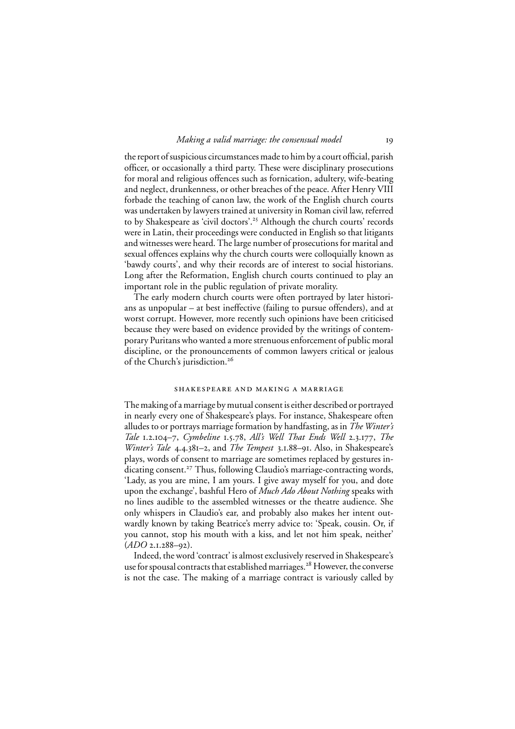the report of suspicious circumstances made to him by a court official, parish officer, or occasionally a third party. These were disciplinary prosecutions for moral and religious offences such as fornication, adultery, wife-beating and neglect, drunkenness, or other breaches of the peace. After Henry VIII forbade the teaching of canon law, the work of the English church courts was undertaken by lawyers trained at university in Roman civil law, referred to by Shakespeare as 'civil doctors'.[25] Although the church courts' records were in Latin, their proceedings were conducted in English so that litigants and witnesses were heard. The large number of prosecutions for marital and sexual offences explains why the church courts were colloquially known as 'bawdy courts', and why their records are of interest to social historians. Long after the Reformation, English church courts continued to play an important role in the public regulation of private morality.

The early modern church courts were often portrayed by later historians as unpopular – at best ineffective (failing to pursue offenders), and at worst corrupt. However, more recently such opinions have been criticised because they were based on evidence provided by the writings of contemporary Puritans who wanted a more strenuous enforcement of public moral discipline, or the pronouncements of common lawyers critical or jealous of the Church's jurisdiction.[26]

## SHAKESPEARE AND MAKING A MARRIAGE

The making of a marriage by mutual consent is either described or portrayed in nearly every one of Shakespeare's plays. For instance, Shakespeare often alludes to or portrays marriage formation by handfasting, as in *The Winter's Tale* 1.2.104–7, *Cymbeline* 1.5.78, *All's Well That Ends Well* 2.3.177, *The Winter's Tale* 4.4.381–2, and *The Tempest* 3.1.88–91. Also, in Shakespeare's plays, words of consent to marriage are sometimes replaced by gestures indicating consent.[27] Thus, following Claudio's marriage-contracting words, 'Lady, as you are mine, I am yours. I give away myself for you, and dote upon the exchange', bashful Hero of *Much Ado About Nothing* speaks with no lines audible to the assembled witnesses or the theatre audience. She only whispers in Claudio's ear, and probably also makes her intent outwardly known by taking Beatrice's merry advice to: 'Speak, cousin. Or, if you cannot, stop his mouth with a kiss, and let not him speak, neither' (*ADO* 2.1.288–92).

Indeed, the word 'contract' is almost exclusively reserved in Shakespeare's use for spousal contracts that established marriages.[28] However, the converse is not the case. The making of a marriage contract is variously called by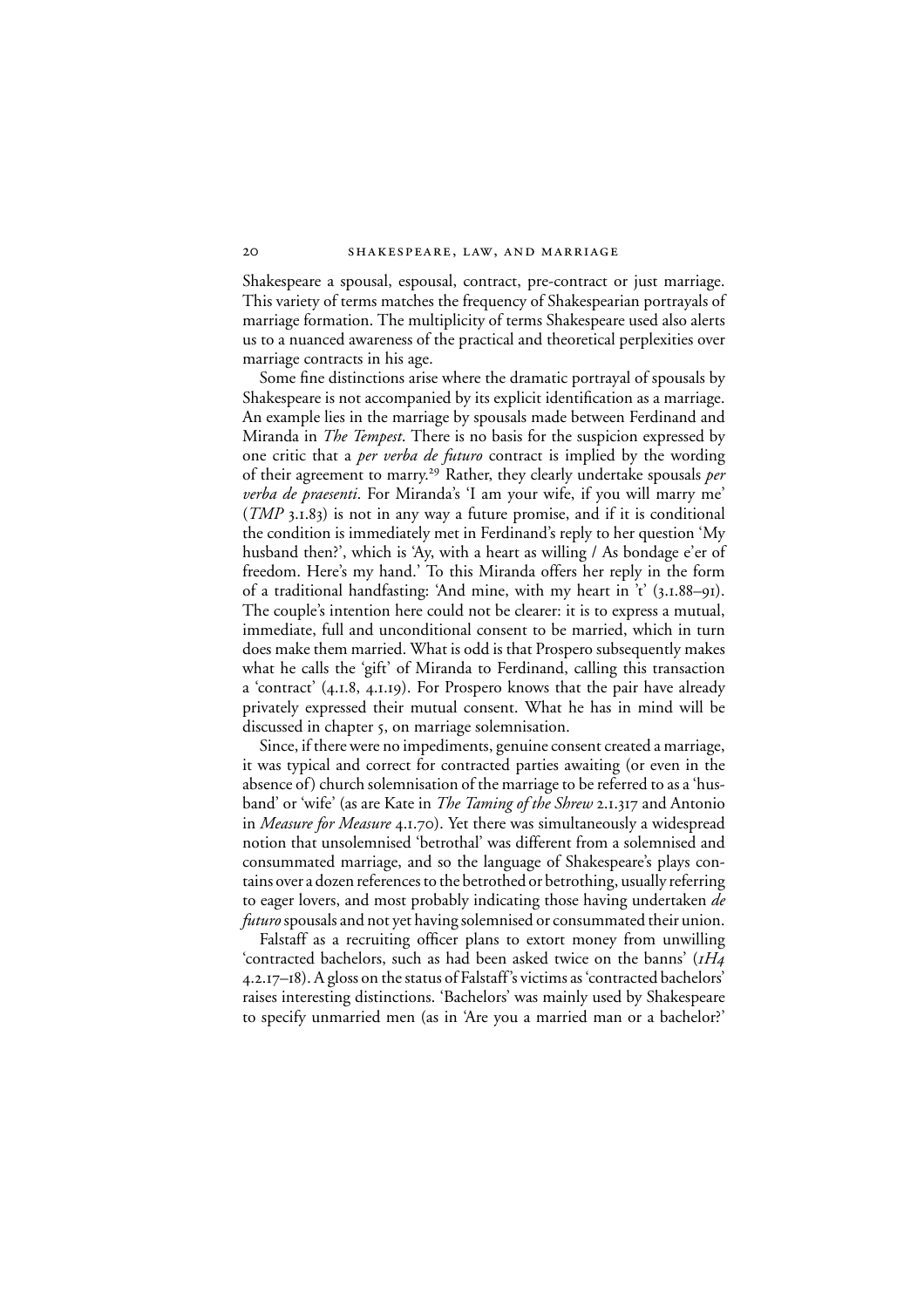Shakespeare a spousal, espousal, contract, pre-contract or just marriage. This variety of terms matches the frequency of Shakespearian portrayals of marriage formation. The multiplicity of terms Shakespeare used also alerts us to a nuanced awareness of the practical and theoretical perplexities over marriage contracts in his age.

Some fine distinctions arise where the dramatic portrayal of spousals by Shakespeare is not accompanied by its explicit identification as a marriage. An example lies in the marriage by spousals made between Ferdinand and Miranda in *The Tempest*. There is no basis for the suspicion expressed by one critic that a *per verba de futuro* contract is implied by the wording of their agreement to marry.[29] Rather, they clearly undertake spousals *per verba de praesenti*. For Miranda's 'I am your wife, if you will marry me' (*TMP* 3.1.83) is not in any way a future promise, and if it is conditional the condition is immediately met in Ferdinand's reply to her question 'My husband then?', which is 'Ay, with a heart as willing / As bondage e'er of freedom. Here's my hand.' To this Miranda offers her reply in the form of a traditional handfasting: 'And mine, with my heart in 't' (3.1.88–91). The couple's intention here could not be clearer: it is to express a mutual, immediate, full and unconditional consent to be married, which in turn does make them married. What is odd is that Prospero subsequently makes what he calls the 'gift' of Miranda to Ferdinand, calling this transaction a 'contract' (4.1.8, 4.1.19). For Prospero knows that the pair have already privately expressed their mutual consent. What he has in mind will be discussed in chapter 5, on marriage solemnisation.

Since, if there were no impediments, genuine consent created a marriage, it was typical and correct for contracted parties awaiting (or even in the absence of) church solemnisation of the marriage to be referred to as a 'husband' or 'wife' (as are Kate in *The Taming of the Shrew* 2.1.317 and Antonio in *Measure for Measure* 4.1.70). Yet there was simultaneously a widespread notion that unsolemnised 'betrothal' was different from a solemnised and consummated marriage, and so the language of Shakespeare's plays contains over a dozen references to the betrothed or betrothing, usually referring to eager lovers, and most probably indicating those having undertaken *de futuro* spousals and not yet having solemnised or consummated their union.

Falstaff as a recruiting officer plans to extort money from unwilling 'contracted bachelors, such as had been asked twice on the banns' (*1H4* 4.2.17–18). A gloss on the status of Falstaff's victims as 'contracted bachelors' raises interesting distinctions. 'Bachelors' was mainly used by Shakespeare to specify unmarried men (as in 'Are you a married man or a bachelor?'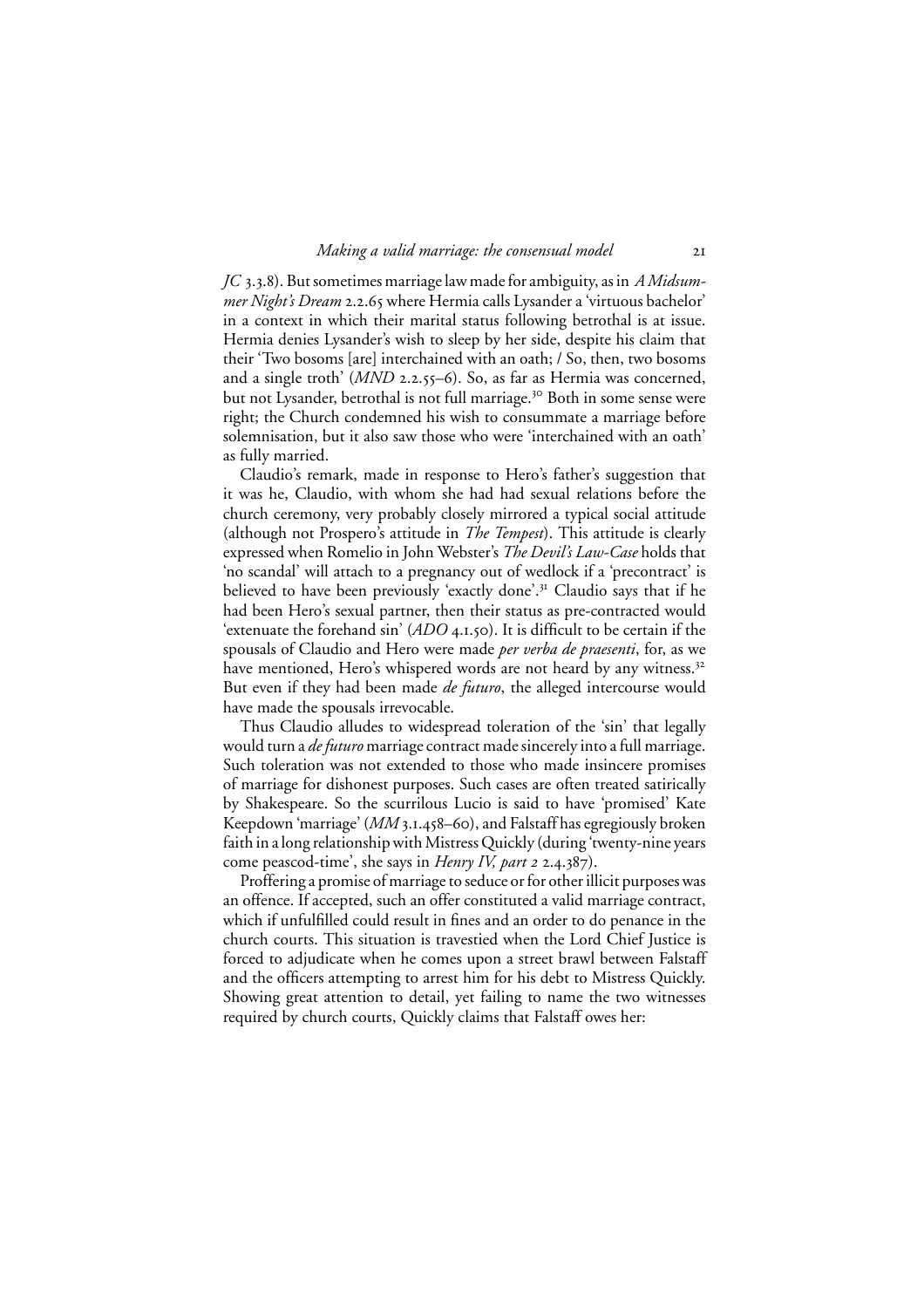*JC* 3.3.8). But sometimes marriage law made for ambiguity, as in *A Midsummer Night's Dream* 2.2.65 where Hermia calls Lysander a 'virtuous bachelor' in a context in which their marital status following betrothal is at issue. Hermia denies Lysander's wish to sleep by her side, despite his claim that their 'Two bosoms [are] interchained with an oath; / So, then, two bosoms and a single troth' (*MND* 2.2.55–6). So, as far as Hermia was concerned, but not Lysander, betrothal is not full marriage.[30] Both in some sense were right; the Church condemned his wish to consummate a marriage before solemnisation, but it also saw those who were 'interchained with an oath' as fully married.

Claudio's remark, made in response to Hero's father's suggestion that it was he, Claudio, with whom she had had sexual relations before the church ceremony, very probably closely mirrored a typical social attitude (although not Prospero's attitude in *The Tempest*). This attitude is clearly expressed when Romelio in John Webster's *The Devil's Law-Case* holds that 'no scandal' will attach to a pregnancy out of wedlock if a 'precontract' is believed to have been previously 'exactly done'.[31] Claudio says that if he had been Hero's sexual partner, then their status as pre-contracted would 'extenuate the forehand sin' (*ADO* 4.1.50). It is difficult to be certain if the spousals of Claudio and Hero were made *per verba de praesenti*, for, as we have mentioned, Hero's whispered words are not heard by any witness.[32] But even if they had been made *de futuro*, the alleged intercourse would have made the spousals irrevocable.

Thus Claudio alludes to widespread toleration of the 'sin' that legally would turn a *de futuro* marriage contract made sincerely into a full marriage. Such toleration was not extended to those who made insincere promises of marriage for dishonest purposes. Such cases are often treated satirically by Shakespeare. So the scurrilous Lucio is said to have 'promised' Kate Keepdown 'marriage' (*MM* 3.1.458–60), and Falstaff has egregiously broken faith in a long relationship with Mistress Quickly (during 'twenty-nine years come peascod-time', she says in *Henry IV, part 2* 2.4.387).

Proffering a promise of marriage to seduce or for other illicit purposes was an offence. If accepted, such an offer constituted a valid marriage contract, which if unfulfilled could result in fines and an order to do penance in the church courts. This situation is travestied when the Lord Chief Justice is forced to adjudicate when he comes upon a street brawl between Falstaff and the officers attempting to arrest him for his debt to Mistress Quickly. Showing great attention to detail, yet failing to name the two witnesses required by church courts, Quickly claims that Falstaff owes her: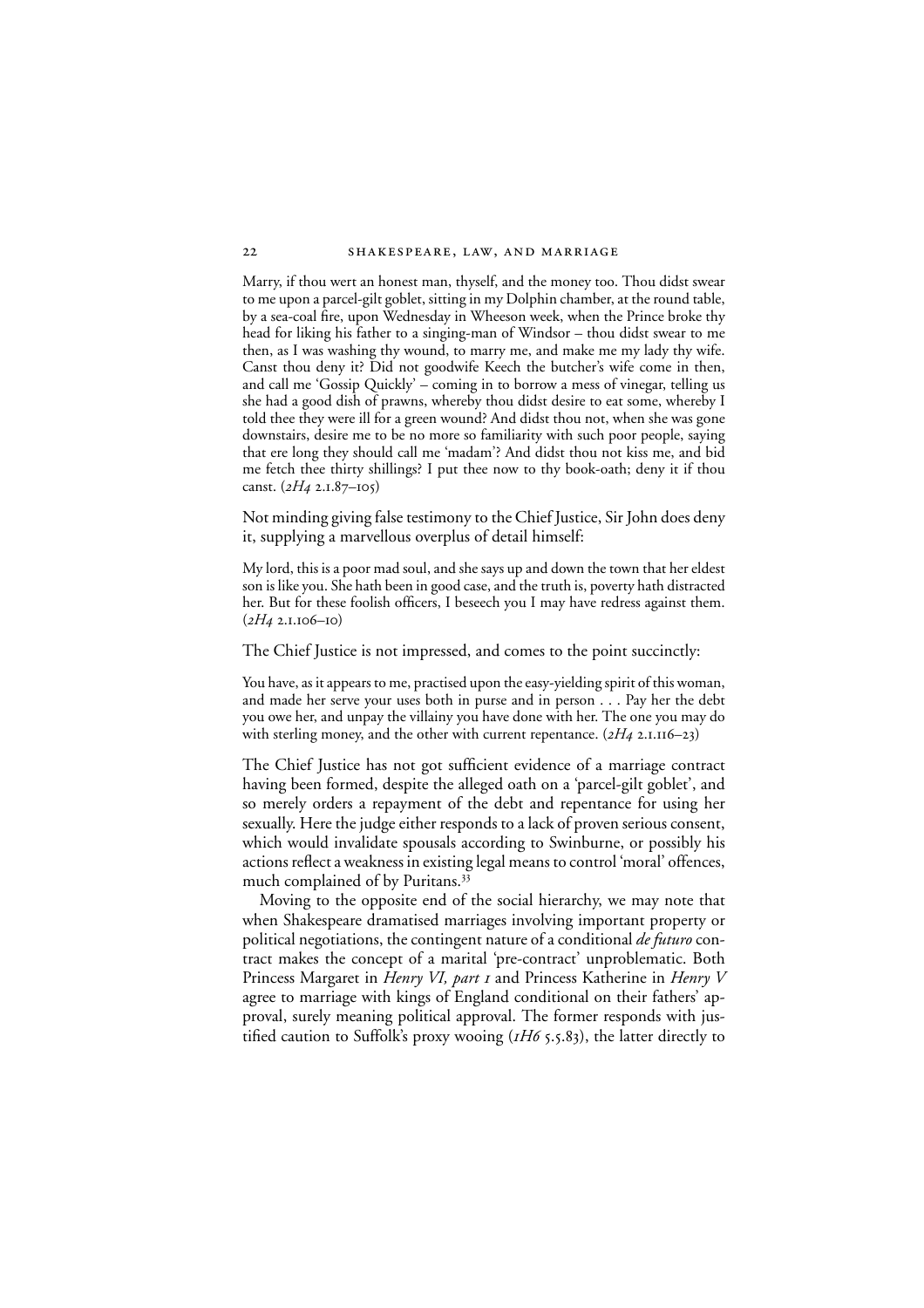Marry, if thou wert an honest man, thyself, and the money too. Thou didst swear to me upon a parcel-gilt goblet, sitting in my Dolphin chamber, at the round table, by a sea-coal fire, upon Wednesday in Wheeson week, when the Prince broke thy head for liking his father to a singing-man of Windsor – thou didst swear to me then, as I was washing thy wound, to marry me, and make me my lady thy wife. Canst thou deny it? Did not goodwife Keech the butcher's wife come in then, and call me 'Gossip Quickly' – coming in to borrow a mess of vinegar, telling us she had a good dish of prawns, whereby thou didst desire to eat some, whereby I told thee they were ill for a green wound? And didst thou not, when she was gone downstairs, desire me to be no more so familiarity with such poor people, saying that ere long they should call me 'madam'? And didst thou not kiss me, and bid me fetch thee thirty shillings? I put thee now to thy book-oath; deny it if thou canst. (*2H4* 2.1.87–105)

Not minding giving false testimony to the Chief Justice, Sir John does deny it, supplying a marvellous overplus of detail himself:

My lord, this is a poor mad soul, and she says up and down the town that her eldest son is like you. She hath been in good case, and the truth is, poverty hath distracted her. But for these foolish officers, I beseech you I may have redress against them. (*2H4* 2.1.106–10)

The Chief Justice is not impressed, and comes to the point succinctly:

You have, as it appears to me, practised upon the easy-yielding spirit of this woman, and made her serve your uses both in purse and in person . . . Pay her the debt you owe her, and unpay the villainy you have done with her. The one you may do with sterling money, and the other with current repentance. (*2H4* 2.1.116–23)

The Chief Justice has not got sufficient evidence of a marriage contract having been formed, despite the alleged oath on a 'parcel-gilt goblet', and so merely orders a repayment of the debt and repentance for using her sexually. Here the judge either responds to a lack of proven serious consent, which would invalidate spousals according to Swinburne, or possibly his actions reflect a weakness in existing legal means to control 'moral' offences, much complained of by Puritans.[33]

Moving to the opposite end of the social hierarchy, we may note that when Shakespeare dramatised marriages involving important property or political negotiations, the contingent nature of a conditional *de futuro* contract makes the concept of a marital 'pre-contract' unproblematic. Both Princess Margaret in *Henry VI, part 1* and Princess Katherine in *Henry V* agree to marriage with kings of England conditional on their fathers' approval, surely meaning political approval. The former responds with justified caution to Suffolk's proxy wooing (*1H6* 5.5.83), the latter directly to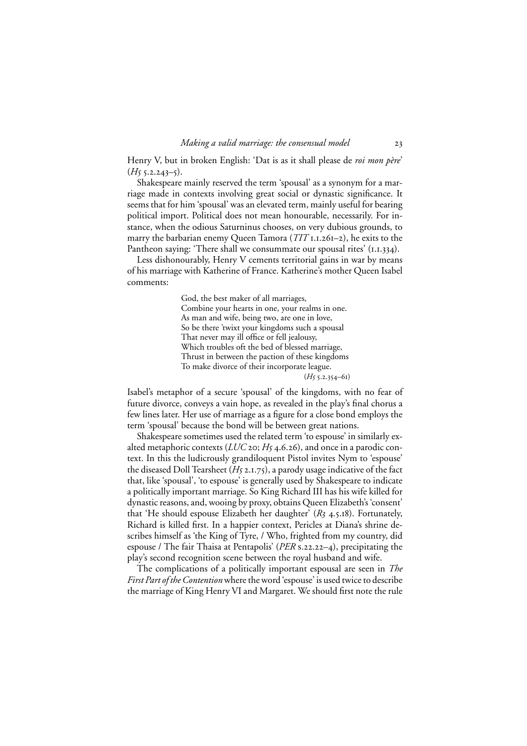Henry V, but in broken English: 'Dat is as it shall please de *roi mon père*' (*H5* 5.2.243–5).

Shakespeare mainly reserved the term 'spousal' as a synonym for a marriage made in contexts involving great social or dynastic significance. It seems that for him 'spousal' was an elevated term, mainly useful for bearing political import. Political does not mean honourable, necessarily. For instance, when the odious Saturninus chooses, on very dubious grounds, to marry the barbarian enemy Queen Tamora (*TIT* 1.1.261–2), he exits to the Pantheon saying: 'There shall we consummate our spousal rites' (1.1.334).

Less dishonourably, Henry V cements territorial gains in war by means of his marriage with Katherine of France. Katherine's mother Queen Isabel comments:

> God, the best maker of all marriages,
> Combine your hearts in one, your realms in one.
> As man and wife, being two, are one in love,
> So be there 'twixt your kingdoms such a spousal
> That never may ill office or fell jealousy,
> Which troubles oft the bed of blessed marriage,
> Thrust in between the paction of these kingdoms
> To make divorce of their incorporate league.
> (*H5* 5.2.354–61)

Isabel's metaphor of a secure 'spousal' of the kingdoms, with no fear of future divorce, conveys a vain hope, as revealed in the play's final chorus a few lines later. Her use of marriage as a figure for a close bond employs the term 'spousal' because the bond will be between great nations.

Shakespeare sometimes used the related term 'to espouse' in similarly exalted metaphoric contexts (*LUC* 20; *H5* 4.6.26), and once in a parodic context. In this the ludicrously grandiloquent Pistol invites Nym to 'espouse' the diseased Doll Tearsheet (*H5* 2.1.75), a parody usage indicative of the fact that, like 'spousal', 'to espouse' is generally used by Shakespeare to indicate a politically important marriage. So King Richard III has his wife killed for dynastic reasons, and, wooing by proxy, obtains Queen Elizabeth's 'consent' that 'He should espouse Elizabeth her daughter' (*R3* 4.5.18). Fortunately, Richard is killed first. In a happier context, Pericles at Diana's shrine describes himself as 'the King of Tyre, / Who, frighted from my country, did espouse / The fair Thaisa at Pentapolis' (*PER* s.22.22–4), precipitating the play's second recognition scene between the royal husband and wife.

The complications of a politically important espousal are seen in *The First Part of the Contention* where the word 'espouse' is used twice to describe the marriage of King Henry VI and Margaret. We should first note the rule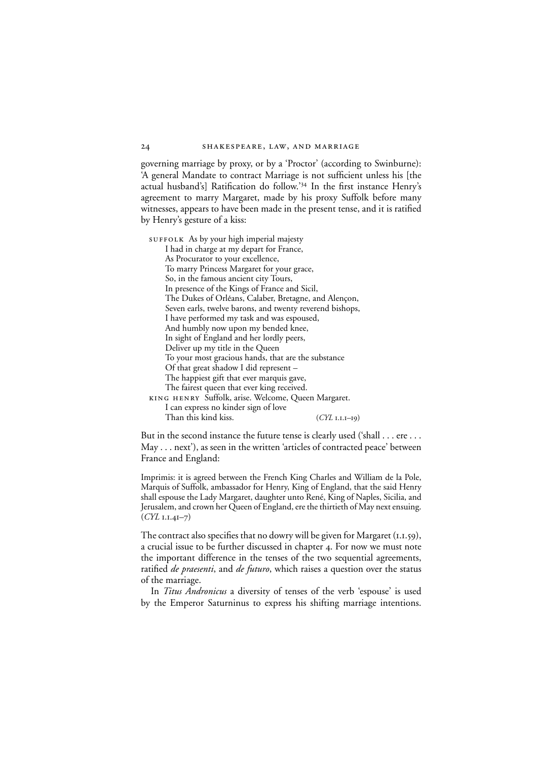governing marriage by proxy, or by a 'Proctor' (according to Swinburne): 'A general Mandate to contract Marriage is not sufficient unless his [the actual husband's] Ratification do follow.'[34] In the first instance Henry's agreement to marry Margaret, made by his proxy Suffolk before many witnesses, appears to have been made in the present tense, and it is ratified by Henry's gesture of a kiss:

> SUFFOLK As by your high imperial majesty
> I had in charge at my depart for France,
> As Procurator to your excellence,
> To marry Princess Margaret for your grace,
> So, in the famous ancient city Tours,
> In presence of the Kings of France and Sicil,
> The Dukes of Orléans, Calaber, Bretagne, and Alençon,
> Seven earls, twelve barons, and twenty reverend bishops,
> I have performed my task and was espoused,
> And humbly now upon my bended knee,
> In sight of England and her lordly peers,
> Deliver up my title in the Queen
> To your most gracious hands, that are the substance
> Of that great shadow I did represent –
> The happiest gift that ever marquis gave,
> The fairest queen that ever king received.
> KING HENRY Suffolk, arise. Welcome, Queen Margaret.
> I can express no kinder sign of love
> Than this kind kiss. (*CYL* 1.1.1–19)

But in the second instance the future tense is clearly used ('shall . . . ere . . . May . . . next'), as seen in the written 'articles of contracted peace' between France and England:

> Imprimis: it is agreed between the French King Charles and William de la Pole, Marquis of Suffolk, ambassador for Henry, King of England, that the said Henry shall espouse the Lady Margaret, daughter unto René, King of Naples, Sicilia, and Jerusalem, and crown her Queen of England, ere the thirtieth of May next ensuing. (*CYL* 1.1.41–7)

The contract also specifies that no dowry will be given for Margaret (1.1.59), a crucial issue to be further discussed in chapter 4. For now we must note the important difference in the tenses of the two sequential agreements, ratified *de praesenti*, and *de futuro*, which raises a question over the status of the marriage.

In *Titus Andronicus* a diversity of tenses of the verb 'espouse' is used by the Emperor Saturninus to express his shifting marriage intentions.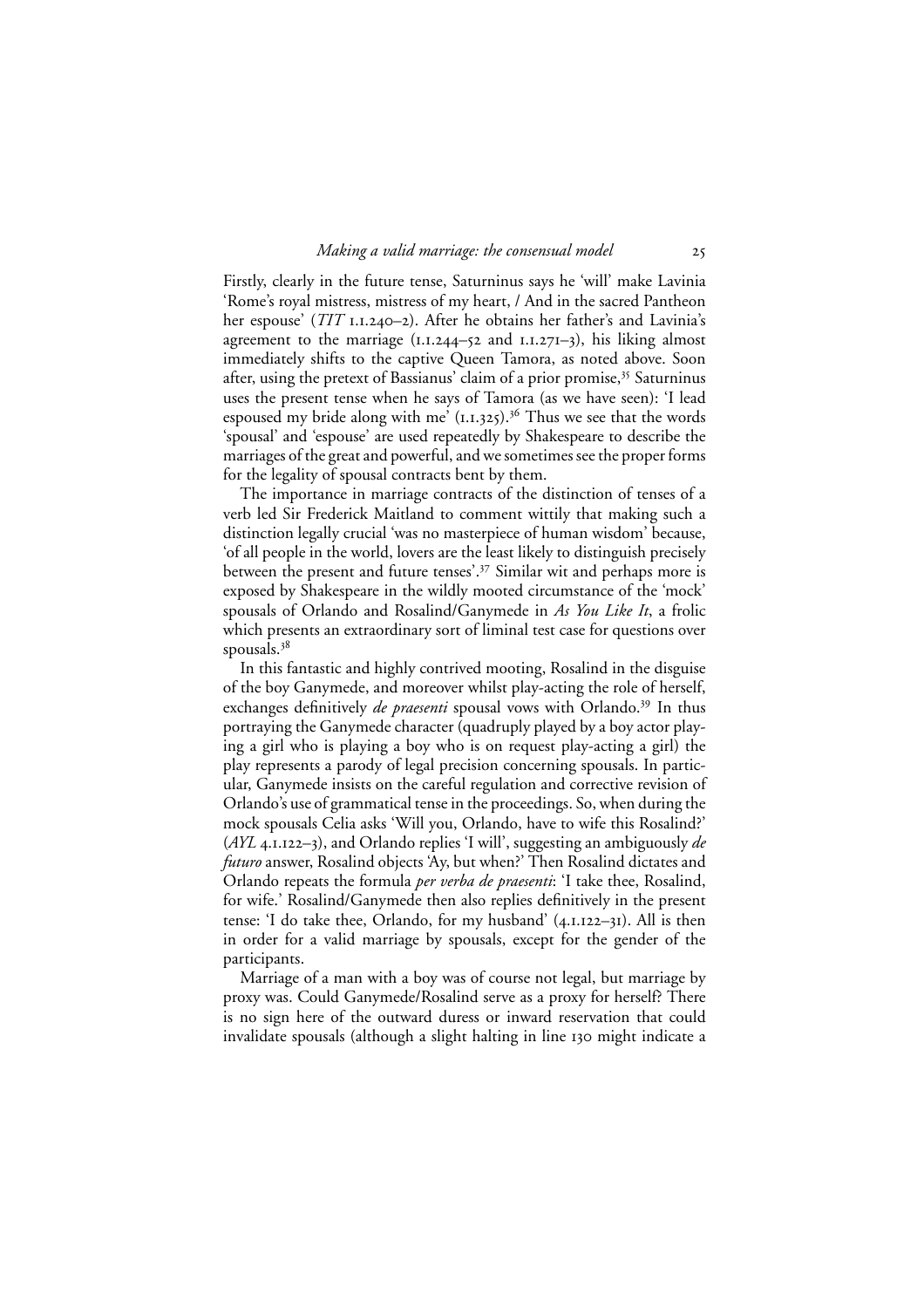Firstly, clearly in the future tense, Saturninus says he 'will' make Lavinia 'Rome's royal mistress, mistress of my heart, / And in the sacred Pantheon her espouse' (*TIT* 1.1.240–2). After he obtains her father's and Lavinia's agreement to the marriage (1.1.244–52 and 1.1.271–3), his liking almost immediately shifts to the captive Queen Tamora, as noted above. Soon after, using the pretext of Bassianus' claim of a prior promise,[35] Saturninus uses the present tense when he says of Tamora (as we have seen): 'I lead espoused my bride along with me' (1.1.325).[36] Thus we see that the words 'spousal' and 'espouse' are used repeatedly by Shakespeare to describe the marriages of the great and powerful, and we sometimes see the proper forms for the legality of spousal contracts bent by them.

The importance in marriage contracts of the distinction of tenses of a verb led Sir Frederick Maitland to comment wittily that making such a distinction legally crucial 'was no masterpiece of human wisdom' because, 'of all people in the world, lovers are the least likely to distinguish precisely between the present and future tenses'.[37] Similar wit and perhaps more is exposed by Shakespeare in the wildly mooted circumstance of the 'mock' spousals of Orlando and Rosalind/Ganymede in *As You Like It*, a frolic which presents an extraordinary sort of liminal test case for questions over spousals.[38]

In this fantastic and highly contrived mooting, Rosalind in the disguise of the boy Ganymede, and moreover whilst play-acting the role of herself, exchanges definitively *de praesenti* spousal vows with Orlando.[39] In thus portraying the Ganymede character (quadruply played by a boy actor playing a girl who is playing a boy who is on request play-acting a girl) the play represents a parody of legal precision concerning spousals. In particular, Ganymede insists on the careful regulation and corrective revision of Orlando's use of grammatical tense in the proceedings. So, when during the mock spousals Celia asks 'Will you, Orlando, have to wife this Rosalind?' (*AYL* 4.1.122–3), and Orlando replies 'I will', suggesting an ambiguously *de futuro* answer, Rosalind objects 'Ay, but when?' Then Rosalind dictates and Orlando repeats the formula *per verba de praesenti*: 'I take thee, Rosalind, for wife.' Rosalind/Ganymede then also replies definitively in the present tense: 'I do take thee, Orlando, for my husband' (4.1.122–31). All is then in order for a valid marriage by spousals, except for the gender of the participants.

Marriage of a man with a boy was of course not legal, but marriage by proxy was. Could Ganymede/Rosalind serve as a proxy for herself? There is no sign here of the outward duress or inward reservation that could invalidate spousals (although a slight halting in line 130 might indicate a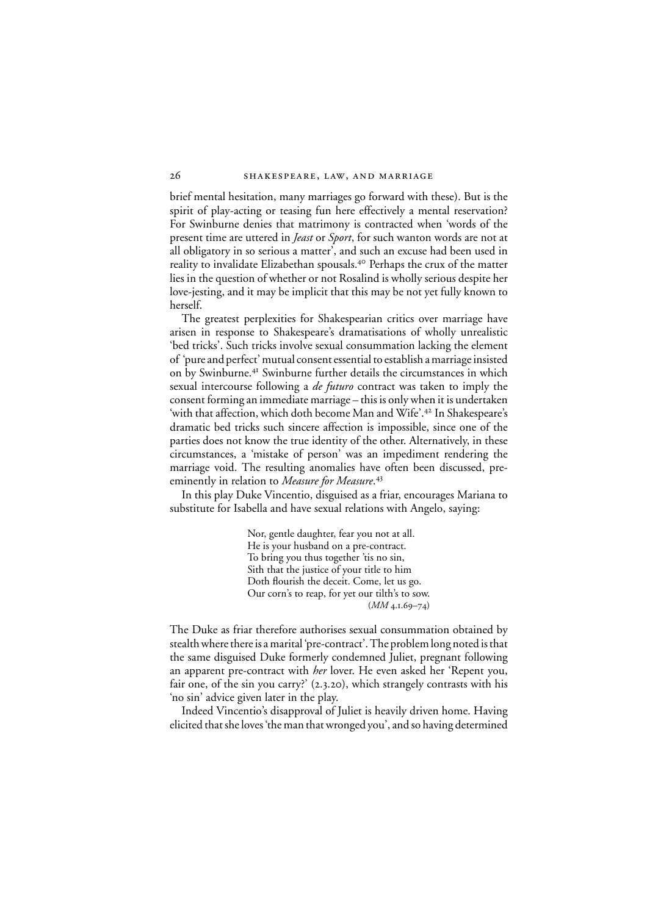brief mental hesitation, many marriages go forward with these). But is the spirit of play-acting or teasing fun here effectively a mental reservation? For Swinburne denies that matrimony is contracted when 'words of the present time are uttered in *Jeast* or *Sport*, for such wanton words are not at all obligatory in so serious a matter', and such an excuse had been used in reality to invalidate Elizabethan spousals.[40] Perhaps the crux of the matter lies in the question of whether or not Rosalind is wholly serious despite her love-jesting, and it may be implicit that this may be not yet fully known to herself.

The greatest perplexities for Shakespearian critics over marriage have arisen in response to Shakespeare's dramatisations of wholly unrealistic 'bed tricks'. Such tricks involve sexual consummation lacking the element of 'pure and perfect' mutual consent essential to establish a marriage insisted on by Swinburne.[41] Swinburne further details the circumstances in which sexual intercourse following a *de futuro* contract was taken to imply the consent forming an immediate marriage – this is only when it is undertaken 'with that affection, which doth become Man and Wife'.[42] In Shakespeare's dramatic bed tricks such sincere affection is impossible, since one of the parties does not know the true identity of the other. Alternatively, in these circumstances, a 'mistake of person' was an impediment rendering the marriage void. The resulting anomalies have often been discussed, pre-eminently in relation to *Measure for Measure*.[43]

In this play Duke Vincentio, disguised as a friar, encourages Mariana to substitute for Isabella and have sexual relations with Angelo, saying:

> Nor, gentle daughter, fear you not at all.
> He is your husband on a pre-contract.
> To bring you thus together 'tis no sin,
> Sith that the justice of your title to him
> Doth flourish the deceit. Come, let us go.
> Our corn's to reap, for yet our tilth's to sow.
> (*MM* 4.1.69–74)

The Duke as friar therefore authorises sexual consummation obtained by stealth where there is a marital 'pre-contract'. The problem long noted is that the same disguised Duke formerly condemned Juliet, pregnant following an apparent pre-contract with *her* lover. He even asked her 'Repent you, fair one, of the sin you carry?' (2.3.20), which strangely contrasts with his 'no sin' advice given later in the play.

Indeed Vincentio's disapproval of Juliet is heavily driven home. Having elicited that she loves 'the man that wronged you', and so having determined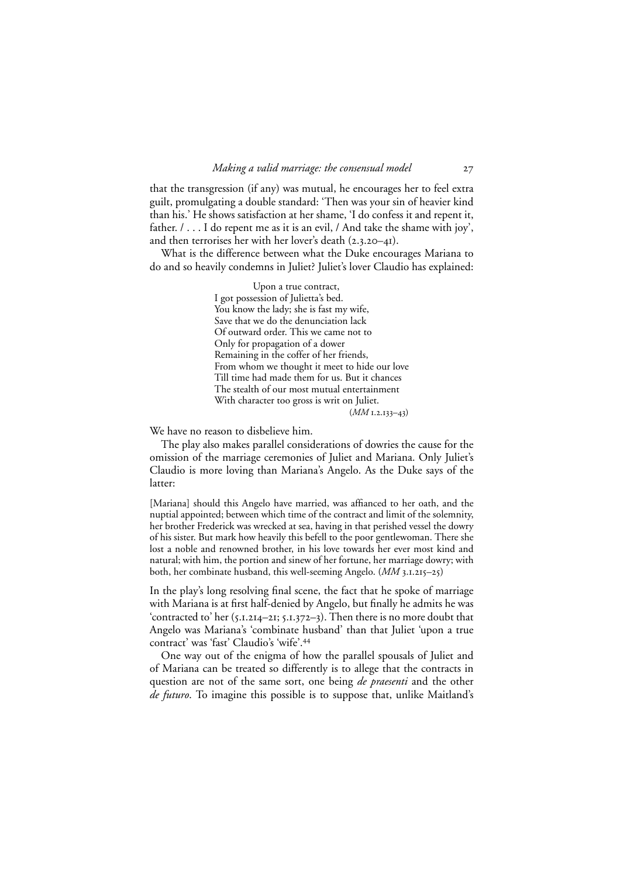that the transgression (if any) was mutual, he encourages her to feel extra guilt, promulgating a double standard: 'Then was your sin of heavier kind than his.' He shows satisfaction at her shame, 'I do confess it and repent it, father. / . . . I do repent me as it is an evil, / And take the shame with joy', and then terrorises her with her lover's death (2.3.20–41).

What is the difference between what the Duke encourages Mariana to do and so heavily condemns in Juliet? Juliet's lover Claudio has explained:

> Upon a true contract,
> I got possession of Julietta's bed.
> You know the lady; she is fast my wife,
> Save that we do the denunciation lack
> Of outward order. This we came not to
> Only for propagation of a dower
> Remaining in the coffer of her friends,
> From whom we thought it meet to hide our love
> Till time had made them for us. But it chances
> The stealth of our most mutual entertainment
> With character too gross is writ on Juliet.
> (*MM* 1.2.133–43)

We have no reason to disbelieve him.

The play also makes parallel considerations of dowries the cause for the omission of the marriage ceremonies of Juliet and Mariana. Only Juliet's Claudio is more loving than Mariana's Angelo. As the Duke says of the latter:

> [Mariana] should this Angelo have married, was affianced to her oath, and the nuptial appointed; between which time of the contract and limit of the solemnity, her brother Frederick was wrecked at sea, having in that perished vessel the dowry of his sister. But mark how heavily this befell to the poor gentlewoman. There she lost a noble and renowned brother, in his love towards her ever most kind and natural; with him, the portion and sinew of her fortune, her marriage dowry; with both, her combinate husband, this well-seeming Angelo. (*MM* 3.1.215–25)

In the play's long resolving final scene, the fact that he spoke of marriage with Mariana is at first half-denied by Angelo, but finally he admits he was 'contracted to' her (5.1.214–21; 5.1.372–3). Then there is no more doubt that Angelo was Mariana's 'combinate husband' than that Juliet 'upon a true contract' was 'fast' Claudio's 'wife'.[44]

One way out of the enigma of how the parallel spousals of Juliet and of Mariana can be treated so differently is to allege that the contracts in question are not of the same sort, one being *de praesenti* and the other *de futuro*. To imagine this possible is to suppose that, unlike Maitland's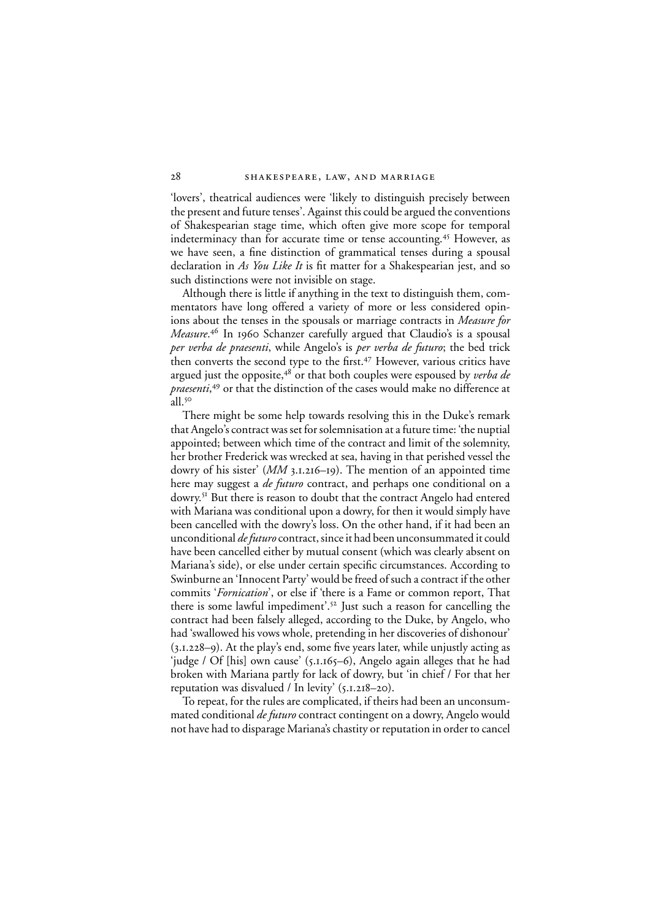'lovers', theatrical audiences were 'likely to distinguish precisely between the present and future tenses'. Against this could be argued the conventions of Shakespearian stage time, which often give more scope for temporal indeterminacy than for accurate time or tense accounting.[45] However, as we have seen, a fine distinction of grammatical tenses during a spousal declaration in *As You Like It* is fit matter for a Shakespearian jest, and so such distinctions were not invisible on stage.

Although there is little if anything in the text to distinguish them, commentators have long offered a variety of more or less considered opinions about the tenses in the spousals or marriage contracts in *Measure for Measure*.[46] In 1960 Schanzer carefully argued that Claudio's is a spousal *per verba de praesenti*, while Angelo's is *per verba de futuro*; the bed trick then converts the second type to the first.[47] However, various critics have argued just the opposite,[48] or that both couples were espoused by *verba de praesenti*,[49] or that the distinction of the cases would make no difference at all.[50]

There might be some help towards resolving this in the Duke's remark that Angelo's contract was set for solemnisation at a future time: 'the nuptial appointed; between which time of the contract and limit of the solemnity, her brother Frederick was wrecked at sea, having in that perished vessel the dowry of his sister' (*MM* 3.1.216–19). The mention of an appointed time here may suggest a *de futuro* contract, and perhaps one conditional on a dowry.[51] But there is reason to doubt that the contract Angelo had entered with Mariana was conditional upon a dowry, for then it would simply have been cancelled with the dowry's loss. On the other hand, if it had been an unconditional *de futuro* contract, since it had been unconsummated it could have been cancelled either by mutual consent (which was clearly absent on Mariana's side), or else under certain specific circumstances. According to Swinburne an 'Innocent Party' would be freed of such a contract if the other commits '*Fornication*', or else if 'there is a Fame or common report, That there is some lawful impediment'.[52] Just such a reason for cancelling the contract had been falsely alleged, according to the Duke, by Angelo, who had 'swallowed his vows whole, pretending in her discoveries of dishonour' (3.1.228–9). At the play's end, some five years later, while unjustly acting as 'judge / Of [his] own cause' (5.1.165–6), Angelo again alleges that he had broken with Mariana partly for lack of dowry, but 'in chief / For that her reputation was disvalued / In levity' (5.1.218–20).

To repeat, for the rules are complicated, if theirs had been an unconsummated conditional *de futuro* contract contingent on a dowry, Angelo would not have had to disparage Mariana's chastity or reputation in order to cancel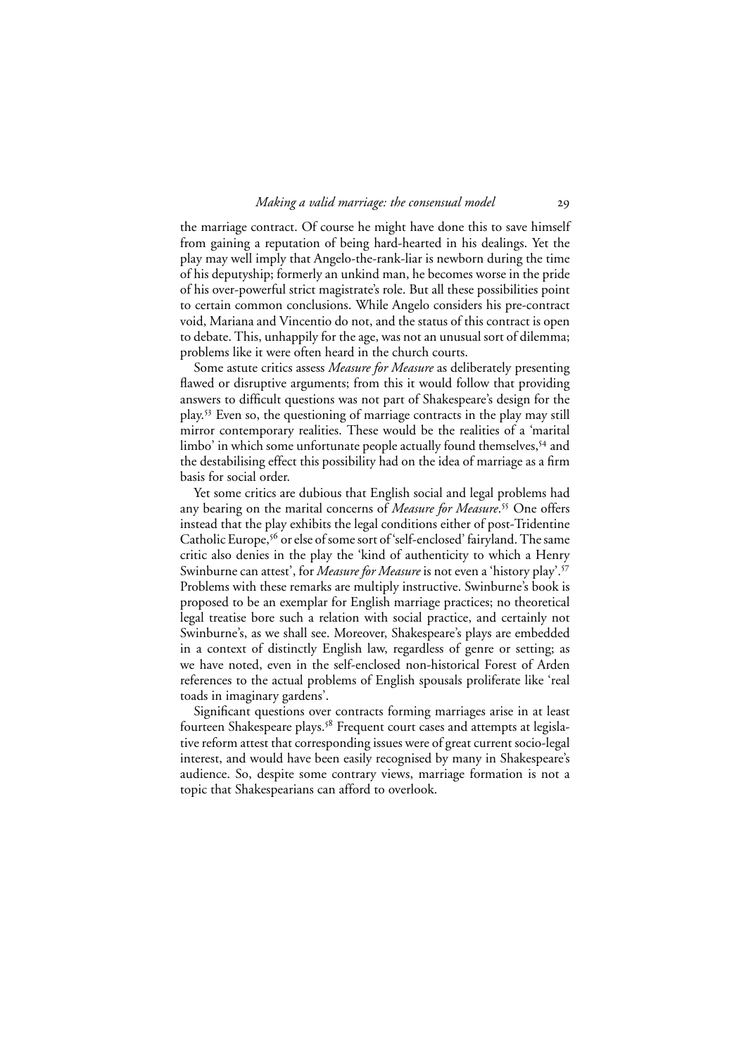the marriage contract. Of course he might have done this to save himself from gaining a reputation of being hard-hearted in his dealings. Yet the play may well imply that Angelo-the-rank-liar is newborn during the time of his deputyship; formerly an unkind man, he becomes worse in the pride of his over-powerful strict magistrate's role. But all these possibilities point to certain common conclusions. While Angelo considers his pre-contract void, Mariana and Vincentio do not, and the status of this contract is open to debate. This, unhappily for the age, was not an unusual sort of dilemma; problems like it were often heard in the church courts.

Some astute critics assess *Measure for Measure* as deliberately presenting flawed or disruptive arguments; from this it would follow that providing answers to difficult questions was not part of Shakespeare's design for the play.[53] Even so, the questioning of marriage contracts in the play may still mirror contemporary realities. These would be the realities of a 'marital limbo' in which some unfortunate people actually found themselves,[54] and the destabilising effect this possibility had on the idea of marriage as a firm basis for social order.

Yet some critics are dubious that English social and legal problems had any bearing on the marital concerns of *Measure for Measure*.[55] One offers instead that the play exhibits the legal conditions either of post-Tridentine Catholic Europe,[56] or else of some sort of 'self-enclosed' fairyland. The same critic also denies in the play the 'kind of authenticity to which a Henry Swinburne can attest', for *Measure for Measure* is not even a 'history play'.[57] Problems with these remarks are multiply instructive. Swinburne's book is proposed to be an exemplar for English marriage practices; no theoretical legal treatise bore such a relation with social practice, and certainly not Swinburne's, as we shall see. Moreover, Shakespeare's plays are embedded in a context of distinctly English law, regardless of genre or setting; as we have noted, even in the self-enclosed non-historical Forest of Arden references to the actual problems of English spousals proliferate like 'real toads in imaginary gardens'.

Significant questions over contracts forming marriages arise in at least fourteen Shakespeare plays.[58] Frequent court cases and attempts at legislative reform attest that corresponding issues were of great current socio-legal interest, and would have been easily recognised by many in Shakespeare's audience. So, despite some contrary views, marriage formation is not a topic that Shakespearians can afford to overlook.